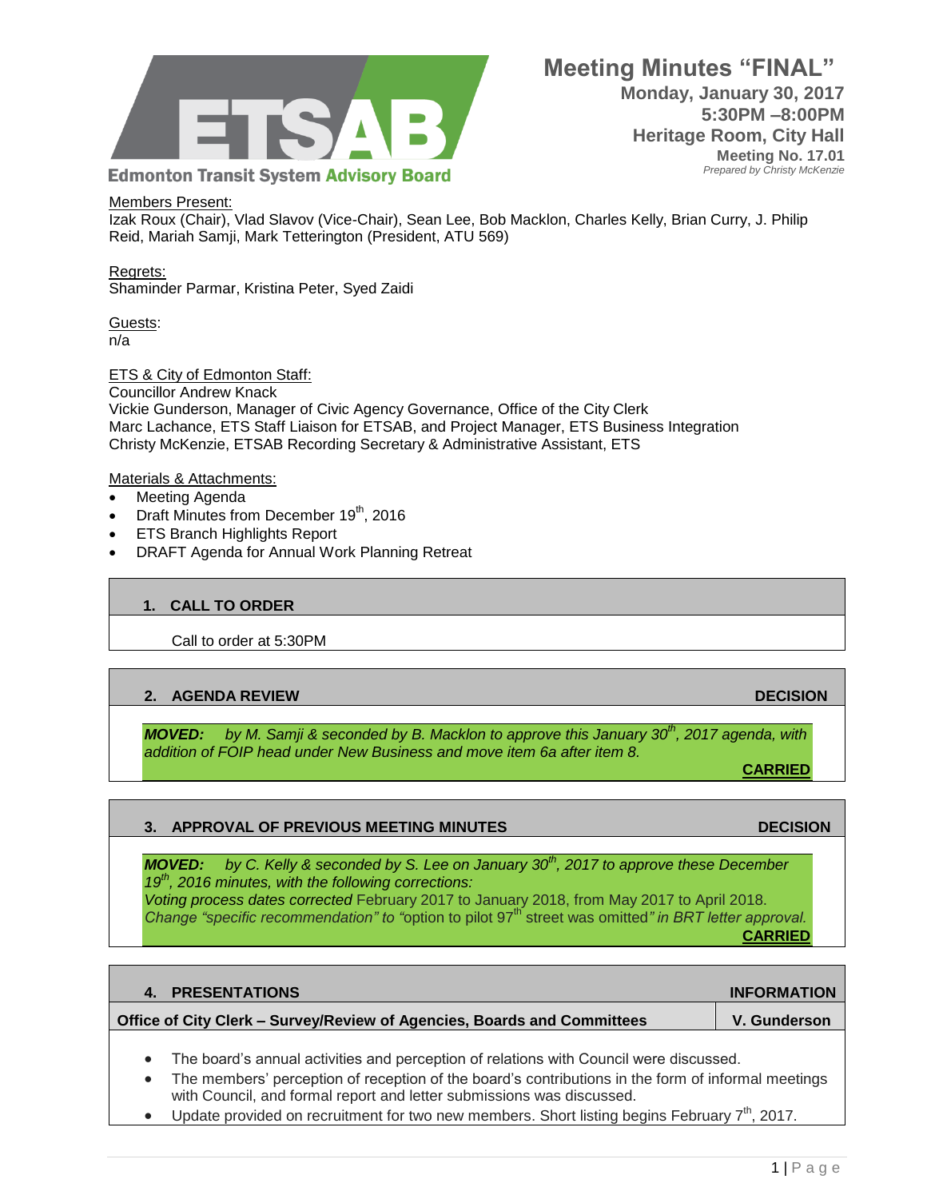Edmonton Transit System Advisory Board

# Meeting Minutes "FINAL"

**Monday, January 30, 2017**
**5:30PM –8:00PM**
**Heritage Room, City Hall**
**Meeting No. 17.01**
*Prepared by Christy McKenzie*

Members Present:
Izak Roux (Chair), Vlad Slavov (Vice-Chair), Sean Lee, Bob Macklon, Charles Kelly, Brian Curry, J. Philip Reid, Mariah Samji, Mark Tetterington (President, ATU 569)

Regrets:
Shaminder Parmar, Kristina Peter, Syed Zaidi

Guests:
n/a

ETS & City of Edmonton Staff:
Councillor Andrew Knack
Vickie Gunderson, Manager of Civic Agency Governance, Office of the City Clerk
Marc Lachance, ETS Staff Liaison for ETSAB, and Project Manager, ETS Business Integration
Christy McKenzie, ETSAB Recording Secretary & Administrative Assistant, ETS

Materials & Attachments:

- Meeting Agenda
- Draft Minutes from December 19th, 2016
- ETS Branch Highlights Report
- DRAFT Agenda for Annual Work Planning Retreat

## 1. CALL TO ORDER

Call to order at 5:30PM

## 2. AGENDA REVIEW — DECISION

***MOVED:*** *by M. Samji & seconded by B. Macklon to approve this January 30th, 2017 agenda, with addition of FOIP head under New Business and move item 6a after item 8.*

**CARRIED**

## 3. APPROVAL OF PREVIOUS MEETING MINUTES — DECISION

***MOVED:*** *by C. Kelly & seconded by S. Lee on January 30th, 2017 to approve these December 19th, 2016 minutes, with the following corrections:*
*Voting process dates corrected* February 2017 to January 2018, from May 2017 to April 2018.
*Change "specific recommendation" to "*option to pilot 97th street was omitted*" in BRT letter approval.*

**CARRIED**

## 4. PRESENTATIONS — INFORMATION

**Office of City Clerk – Survey/Review of Agencies, Boards and Committees — V. Gunderson**

- The board's annual activities and perception of relations with Council were discussed.
- The members' perception of reception of the board's contributions in the form of informal meetings with Council, and formal report and letter submissions was discussed.
- Update provided on recruitment for two new members. Short listing begins February 7th, 2017.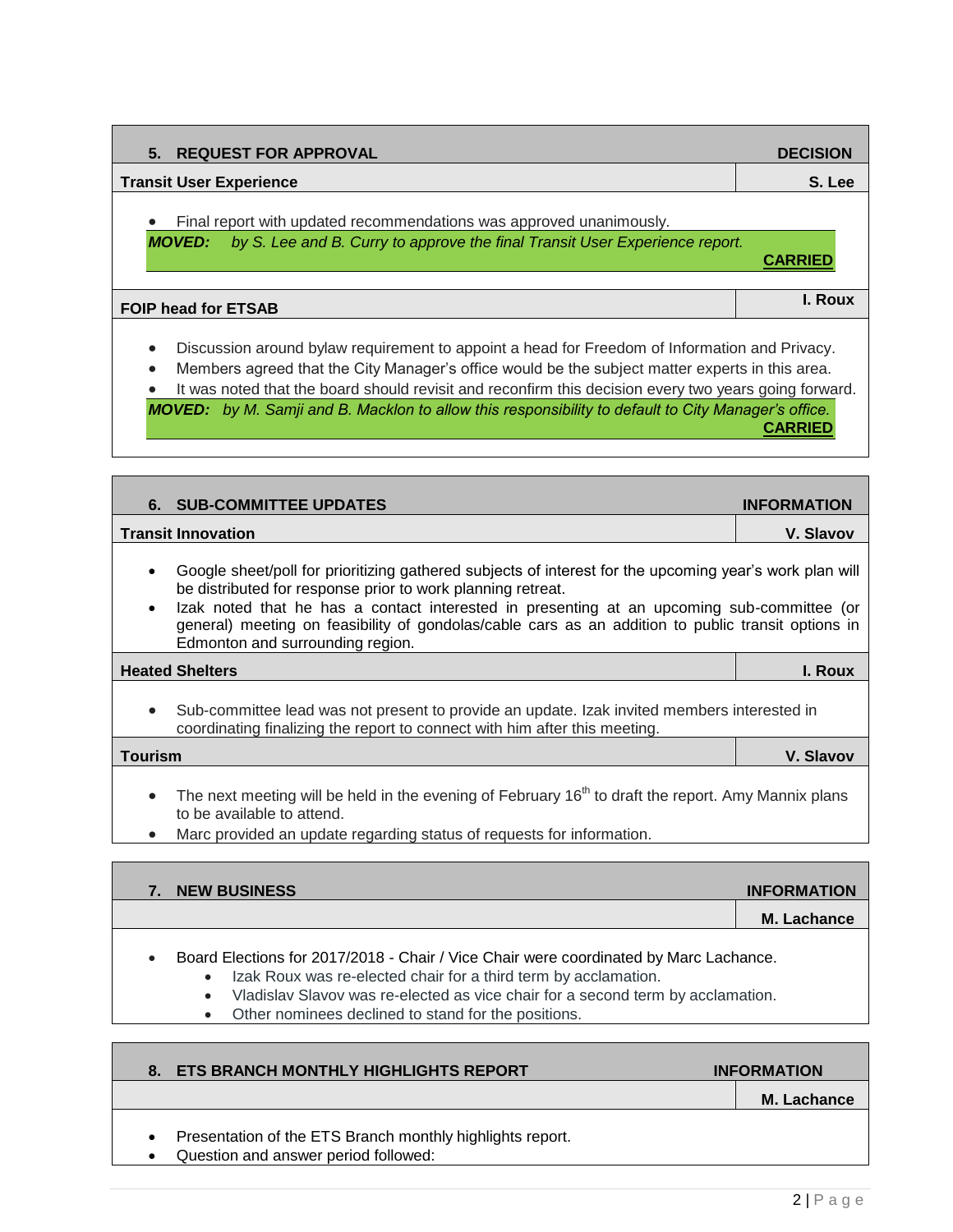| 5. REQUEST FOR APPROVAL | DECISION |
|---|---|
| **Transit User Experience** | **S. Lee** |

- Final report with updated recommendations was approved unanimously.

***MOVED:*** *by S. Lee and B. Curry to approve the final Transit User Experience report.*

**CARRIED**

| **FOIP head for ETSAB** | **I. Roux** |
|---|---|

- Discussion around bylaw requirement to appoint a head for Freedom of Information and Privacy.
- Members agreed that the City Manager's office would be the subject matter experts in this area.
- It was noted that the board should revisit and reconfirm this decision every two years going forward.

***MOVED:*** *by M. Samji and B. Macklon to allow this responsibility to default to City Manager's office.*

**CARRIED**

| 6. SUB-COMMITTEE UPDATES | INFORMATION |
|---|---|
| **Transit Innovation** | **V. Slavov** |

- Google sheet/poll for prioritizing gathered subjects of interest for the upcoming year's work plan will be distributed for response prior to work planning retreat.
- Izak noted that he has a contact interested in presenting at an upcoming sub-committee (or general) meeting on feasibility of gondolas/cable cars as an addition to public transit options in Edmonton and surrounding region.

| **Heated Shelters** | **I. Roux** |
|---|---|

- Sub-committee lead was not present to provide an update. Izak invited members interested in coordinating finalizing the report to connect with him after this meeting.

| **Tourism** | **V. Slavov** |
|---|---|

- The next meeting will be held in the evening of February 16th to draft the report. Amy Mannix plans to be available to attend.
- Marc provided an update regarding status of requests for information.

| 7. NEW BUSINESS | INFORMATION |
|---|---|
| | **M. Lachance** |

- Board Elections for 2017/2018 - Chair / Vice Chair were coordinated by Marc Lachance.
  - Izak Roux was re-elected chair for a third term by acclamation.
  - Vladislav Slavov was re-elected as vice chair for a second term by acclamation.
  - Other nominees declined to stand for the positions.

| 8. ETS BRANCH MONTHLY HIGHLIGHTS REPORT | INFORMATION |
|---|---|
| | **M. Lachance** |

- Presentation of the ETS Branch monthly highlights report.
- Question and answer period followed: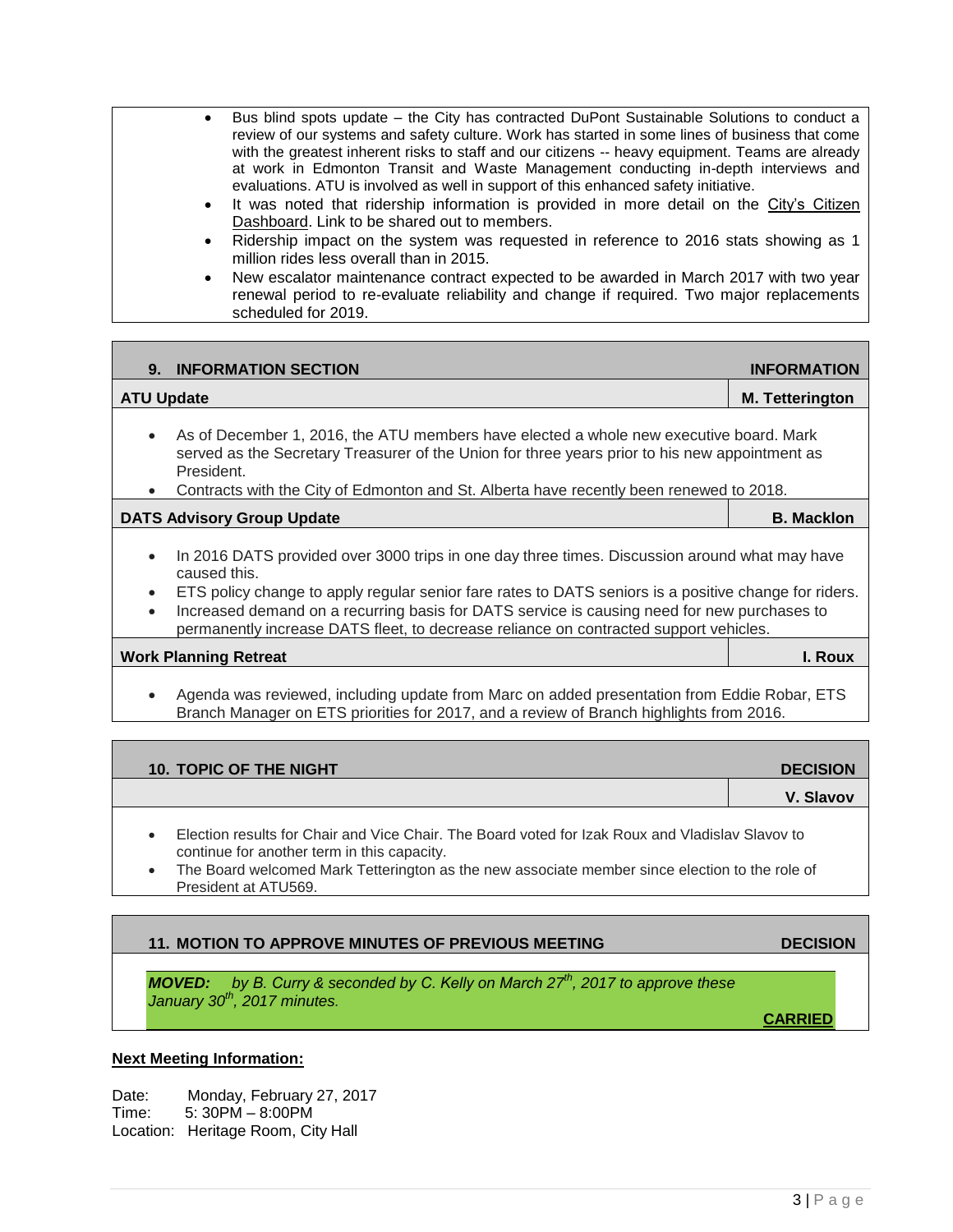- Bus blind spots update – the City has contracted DuPont Sustainable Solutions to conduct a review of our systems and safety culture. Work has started in some lines of business that come with the greatest inherent risks to staff and our citizens -- heavy equipment. Teams are already at work in Edmonton Transit and Waste Management conducting in-depth interviews and evaluations. ATU is involved as well in support of this enhanced safety initiative.
- It was noted that ridership information is provided in more detail on the City's Citizen Dashboard. Link to be shared out to members.
- Ridership impact on the system was requested in reference to 2016 stats showing as 1 million rides less overall than in 2015.
- New escalator maintenance contract expected to be awarded in March 2017 with two year renewal period to re-evaluate reliability and change if required. Two major replacements scheduled for 2019.

## 9. INFORMATION SECTION — INFORMATION

**ATU Update** — **M. Tetterington**

- As of December 1, 2016, the ATU members have elected a whole new executive board. Mark served as the Secretary Treasurer of the Union for three years prior to his new appointment as President.
- Contracts with the City of Edmonton and St. Alberta have recently been renewed to 2018.

**DATS Advisory Group Update** — **B. Macklon**

- In 2016 DATS provided over 3000 trips in one day three times. Discussion around what may have caused this.
- ETS policy change to apply regular senior fare rates to DATS seniors is a positive change for riders.
- Increased demand on a recurring basis for DATS service is causing need for new purchases to permanently increase DATS fleet, to decrease reliance on contracted support vehicles.

**Work Planning Retreat** — **I. Roux**

- Agenda was reviewed, including update from Marc on added presentation from Eddie Robar, ETS Branch Manager on ETS priorities for 2017, and a review of Branch highlights from 2016.

## 10. TOPIC OF THE NIGHT — DECISION

**V. Slavov**

- Election results for Chair and Vice Chair. The Board voted for Izak Roux and Vladislav Slavov to continue for another term in this capacity.
- The Board welcomed Mark Tetterington as the new associate member since election to the role of President at ATU569.

## 11. MOTION TO APPROVE MINUTES OF PREVIOUS MEETING — DECISION

***MOVED:*** *by B. Curry & seconded by C. Kelly on March 27th, 2017 to approve these January 30th, 2017 minutes.*

**CARRIED**

**Next Meeting Information:**

Date: Monday, February 27, 2017
Time: 5: 30PM – 8:00PM
Location: Heritage Room, City Hall